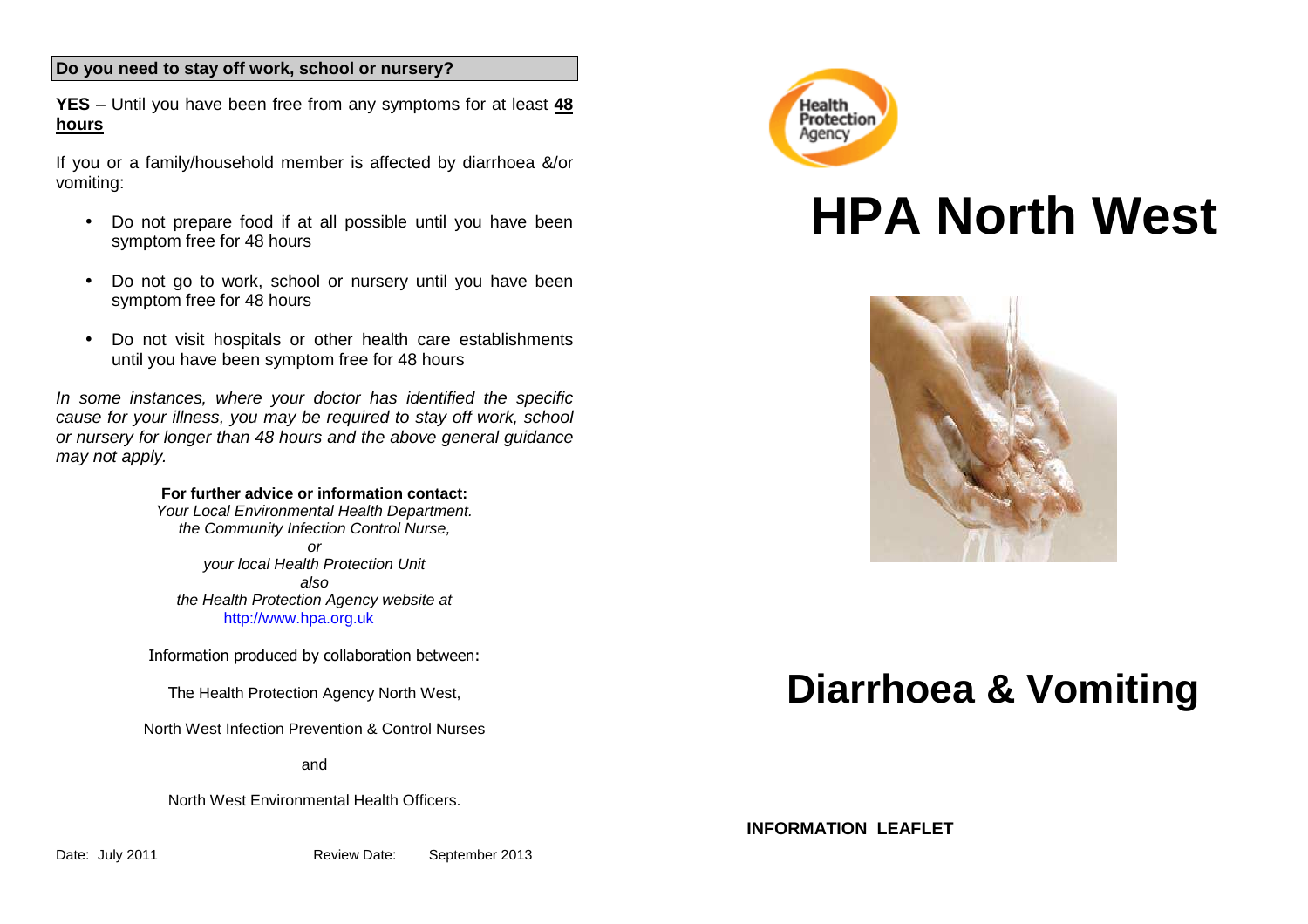## Do you need to stay off work, school or nursery?

**YES** – Until you have been free from any symptoms for at least **48 hours**

If you or a family/household member is affected by diarrhoea &/or vomiting:

- Do not prepare food if at all possible until you have been symptom free for 48 hours
- Do not go to work, school or nursery until you have been symptom free for 48 hours
- Do not visit hospitals or other health care establishments until you have been symptom free for 48 hours

*In some instances, where your doctor has identified the specific cause for your illness, you may be required to stay off work, school or nursery for longer than 48 hours and the above general guidance may not apply.*

**For further advice or information contact:**
*Your Local Environmental Health Department.*
*the Community Infection Control Nurse,*
*or*
*your local Health Protection Unit*
*also*
*the Health Protection Agency website at*
http://www.hpa.org.uk

Information produced by collaboration between:

The Health Protection Agency North West,

North West Infection Prevention & Control Nurses

and

North West Environmental Health Officers.

Date: July 2011 Review Date: September 2013

Health Protection Agency

# HPA North West

# Diarrhoea & Vomiting

**INFORMATION LEAFLET**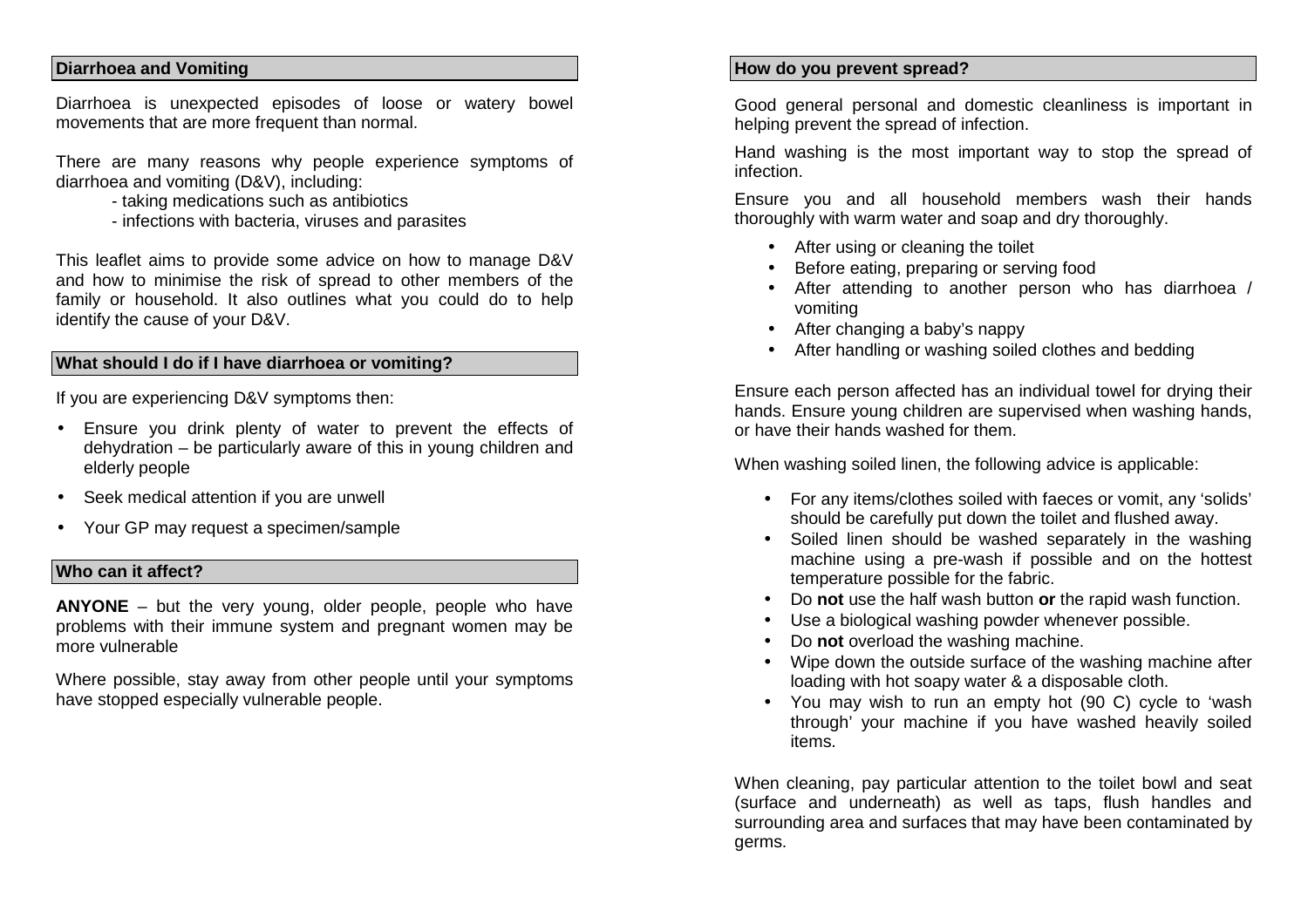## Diarrhoea and Vomiting

Diarrhoea is unexpected episodes of loose or watery bowel movements that are more frequent than normal.

There are many reasons why people experience symptoms of diarrhoea and vomiting (D&V), including:

- taking medications such as antibiotics
- infections with bacteria, viruses and parasites

This leaflet aims to provide some advice on how to manage D&V and how to minimise the risk of spread to other members of the family or household. It also outlines what you could do to help identify the cause of your D&V.

## What should I do if I have diarrhoea or vomiting?

If you are experiencing D&V symptoms then:

- Ensure you drink plenty of water to prevent the effects of dehydration – be particularly aware of this in young children and elderly people
- Seek medical attention if you are unwell
- Your GP may request a specimen/sample

## Who can it affect?

**ANYONE** – but the very young, older people, people who have problems with their immune system and pregnant women may be more vulnerable

Where possible, stay away from other people until your symptoms have stopped especially vulnerable people.

## How do you prevent spread?

Good general personal and domestic cleanliness is important in helping prevent the spread of infection.

Hand washing is the most important way to stop the spread of infection.

Ensure you and all household members wash their hands thoroughly with warm water and soap and dry thoroughly.

- After using or cleaning the toilet
- Before eating, preparing or serving food
- After attending to another person who has diarrhoea / vomiting
- After changing a baby's nappy
- After handling or washing soiled clothes and bedding

Ensure each person affected has an individual towel for drying their hands. Ensure young children are supervised when washing hands, or have their hands washed for them.

When washing soiled linen, the following advice is applicable:

- For any items/clothes soiled with faeces or vomit, any 'solids' should be carefully put down the toilet and flushed away.
- Soiled linen should be washed separately in the washing machine using a pre-wash if possible and on the hottest temperature possible for the fabric.
- Do **not** use the half wash button **or** the rapid wash function.
- Use a biological washing powder whenever possible.
- Do **not** overload the washing machine.
- Wipe down the outside surface of the washing machine after loading with hot soapy water & a disposable cloth.
- You may wish to run an empty hot (90 C) cycle to 'wash through' your machine if you have washed heavily soiled items.

When cleaning, pay particular attention to the toilet bowl and seat (surface and underneath) as well as taps, flush handles and surrounding area and surfaces that may have been contaminated by germs.